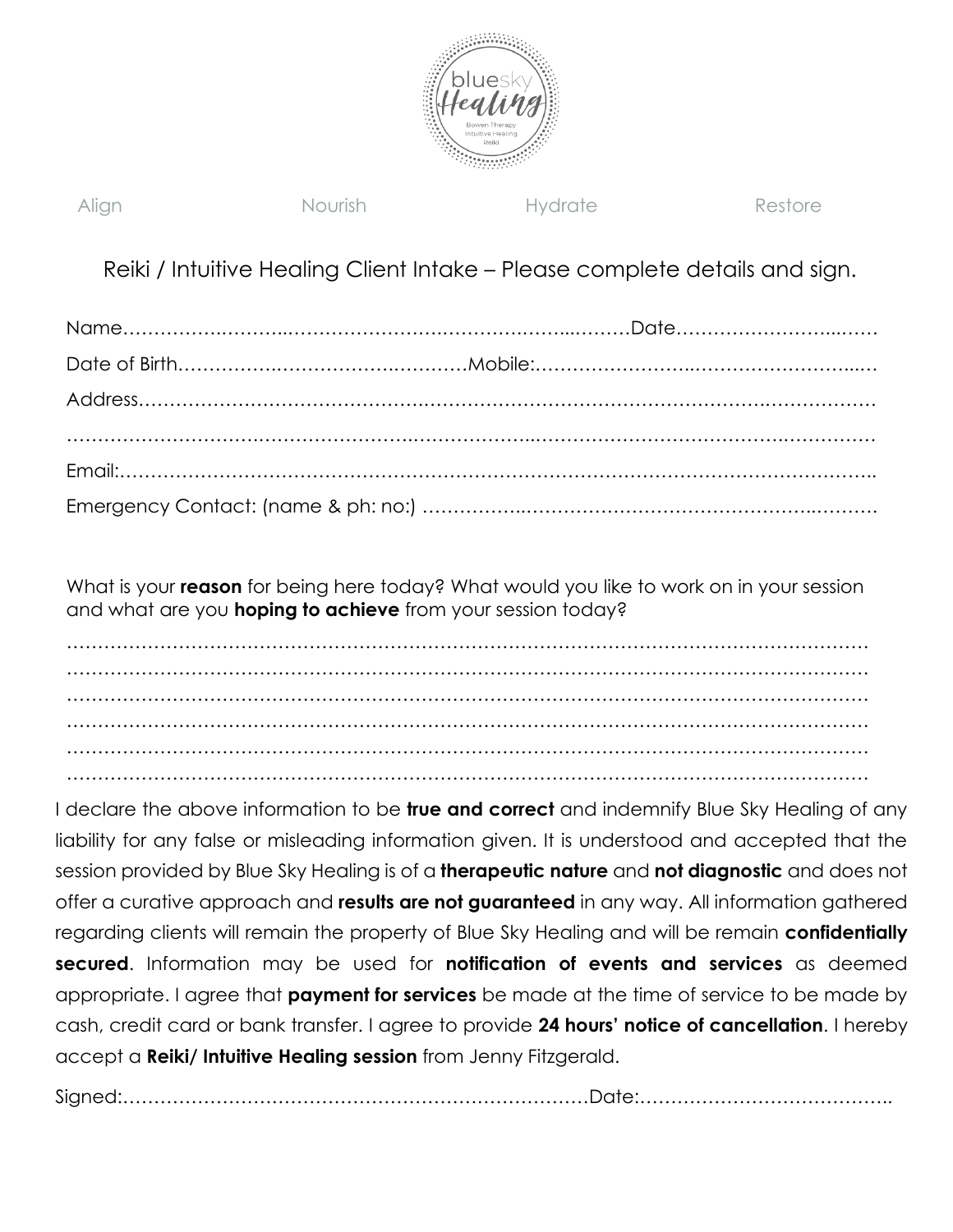Align Nourish Hydrate Restore

## Reiki / Intuitive Healing Client Intake – Please complete details and sign.

Name…………………………………………………………………………Date…………………………

Date of Birth………………………………………Mobile:…………………………………………………

Address……………………………………………………………………………………………………………

……………………………………………………………………………………………………………………

Email:……………………………………………………………………………………………………………

Emergency Contact: (name & ph: no:) ……………………………………………………………………

What is your **reason** for being here today? What would you like to work on in your session and what are you **hoping to achieve** from your session today?

……………………………………………………………………………………………………………………
……………………………………………………………………………………………………………………
……………………………………………………………………………………………………………………
……………………………………………………………………………………………………………………
……………………………………………………………………………………………………………………
……………………………………………………………………………………………………………………

I declare the above information to be **true and correct** and indemnify Blue Sky Healing of any liability for any false or misleading information given. It is understood and accepted that the session provided by Blue Sky Healing is of a **therapeutic nature** and **not diagnostic** and does not offer a curative approach and **results are not guaranteed** in any way. All information gathered regarding clients will remain the property of Blue Sky Healing and will be remain **confidentially secured**. Information may be used for **notification of events and services** as deemed appropriate. I agree that **payment for services** be made at the time of service to be made by cash, credit card or bank transfer. I agree to provide **24 hours' notice of cancellation**. I hereby accept a **Reiki/ Intuitive Healing session** from Jenny Fitzgerald.

Signed:…………………………………………………………………Date:…………………………………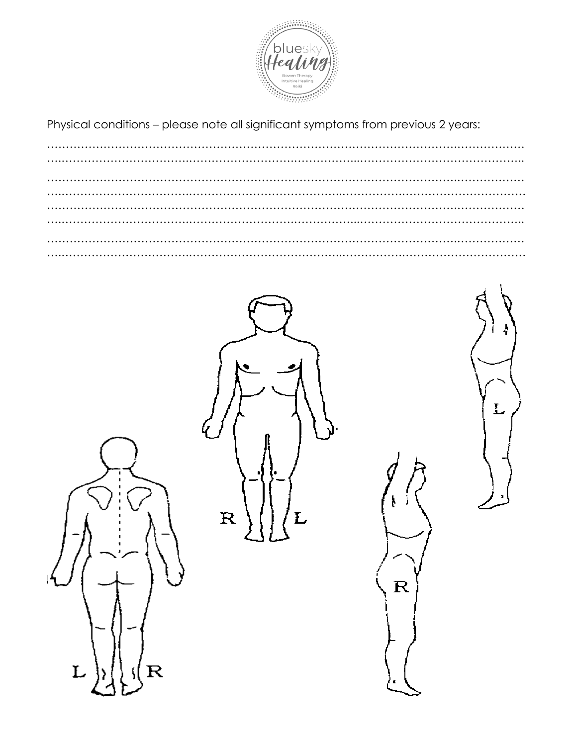Physical conditions – please note all significant symptoms from previous 2 years:

……………………………………………………………………………………………………………………

……………………………………………………………………………………………………………………

……………………………………………………………………………………………………………………

……………………………………………………………………………………………………………………

……………………………………………………………………………………………………………………

……………………………………………………………………………………………………………………

……………………………………………………………………………………………………………………

……………………………………………………………………………………………………………………

R L

L

L R

R